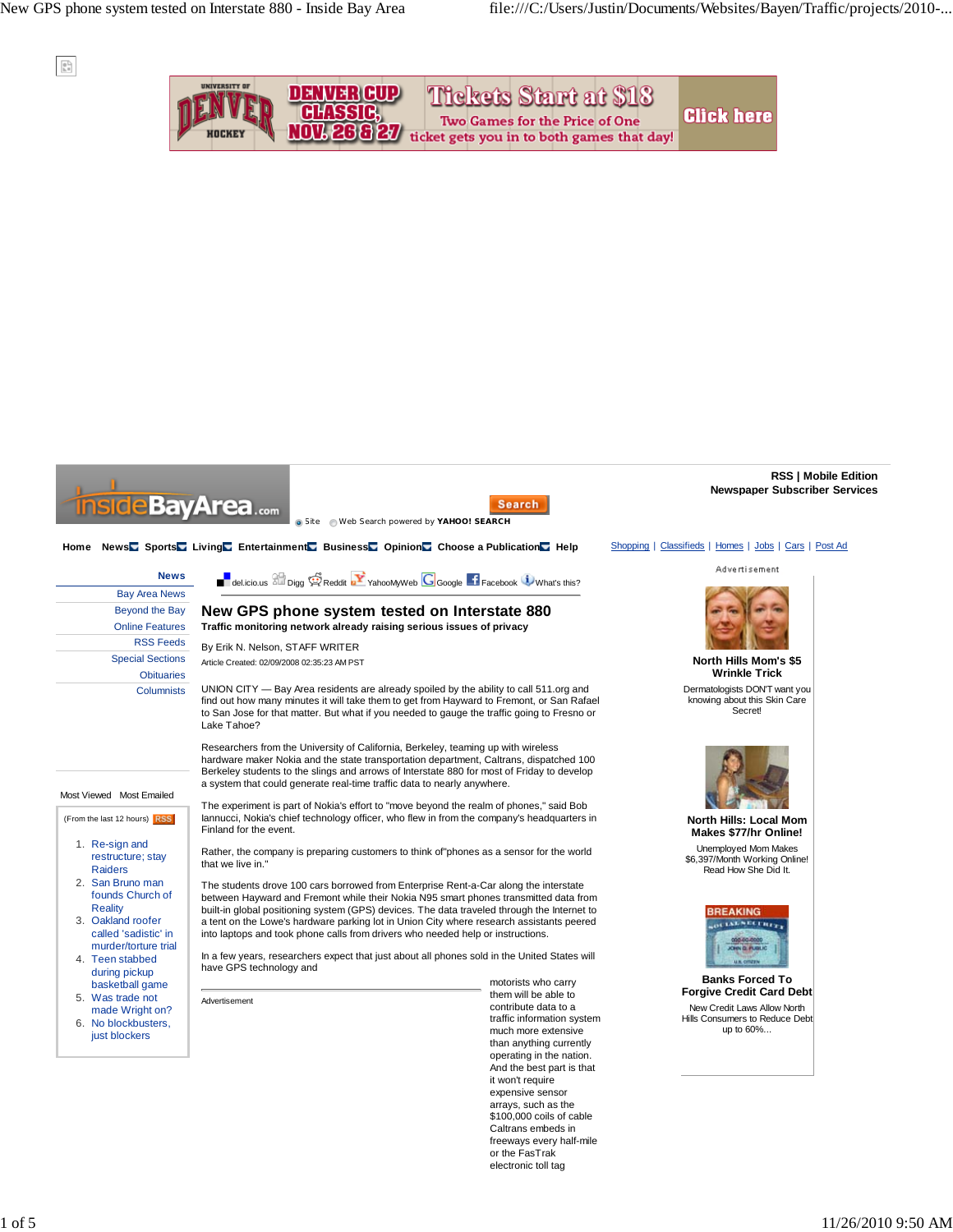# New GPS phone system tested on Interstate 880

**Traffic monitoring network already raising serious issues of privacy**

By Erik N. Nelson, STAFF WRITER

Article Created: 02/09/2008 02:35:23 AM PST

UNION CITY — Bay Area residents are already spoiled by the ability to call 511.org and find out how many minutes it will take them to get from Hayward to Fremont, or San Rafael to San Jose for that matter. But what if you needed to gauge the traffic going to Fresno or Lake Tahoe?

Researchers from the University of California, Berkeley, teaming up with wireless hardware maker Nokia and the state transportation department, Caltrans, dispatched 100 Berkeley students to the slings and arrows of Interstate 880 for most of Friday to develop a system that could generate real-time traffic data to nearly anywhere.

The experiment is part of Nokia's effort to "move beyond the realm of phones," said Bob Iannucci, Nokia's chief technology officer, who flew in from the company's headquarters in Finland for the event.

Rather, the company is preparing customers to think of"phones as a sensor for the world that we live in."

The students drove 100 cars borrowed from Enterprise Rent-a-Car along the interstate between Hayward and Fremont while their Nokia N95 smart phones transmitted data from built-in global positioning system (GPS) devices. The data traveled through the Internet to a tent on the Lowe's hardware parking lot in Union City where research assistants peered into laptops and took phone calls from drivers who needed help or instructions.

In a few years, researchers expect that just about all phones sold in the United States will have GPS technology and motorists who carry them will be able to contribute data to a traffic information system much more extensive than anything currently operating in the nation. And the best part is that it won't require expensive sensor arrays, such as the $100,000 coils of cable Caltrans embeds in freeways every half-mile or the FasTrak electronic toll tag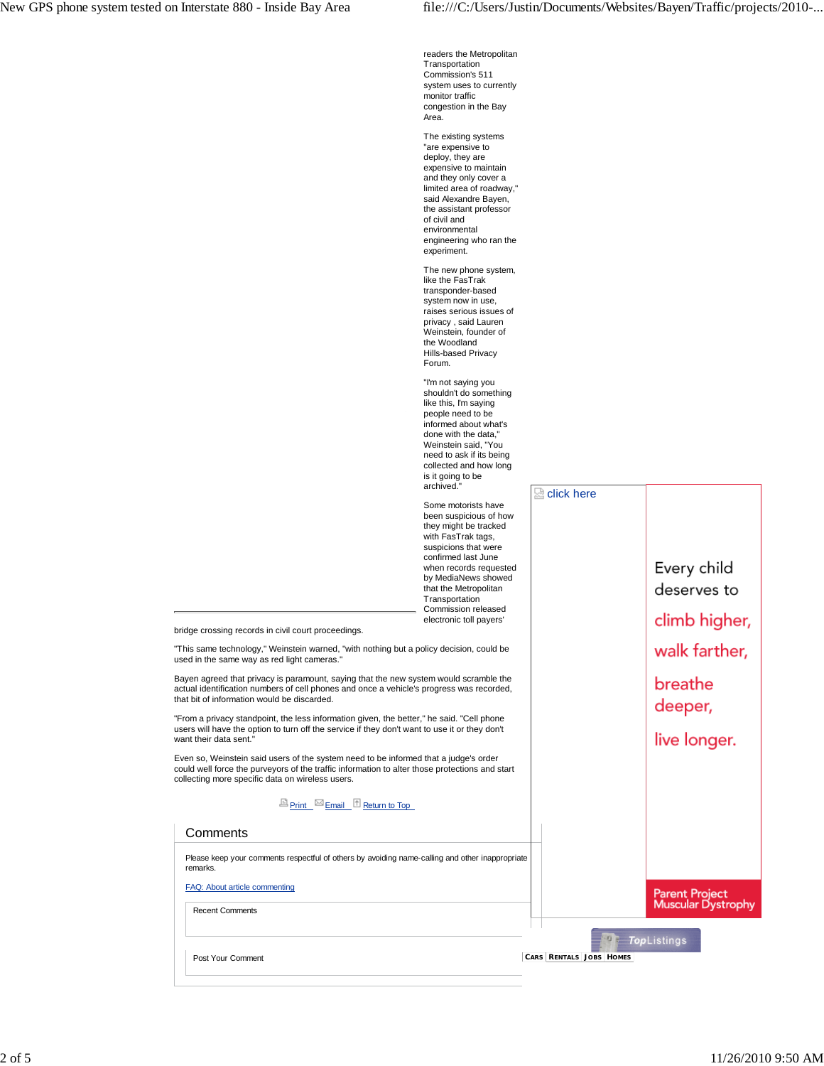readers the Metropolitan Transportation Commission's 511 system uses to currently monitor traffic congestion in the Bay Area.

The existing systems "are expensive to deploy, they are expensive to maintain and they only cover a limited area of roadway," said Alexandre Bayen, the assistant professor of civil and environmental engineering who ran the experiment.

The new phone system, like the FasTrak transponder-based system now in use, raises serious issues of privacy , said Lauren Weinstein, founder of the Woodland Hills-based Privacy Forum.

"I'm not saying you shouldn't do something like this, I'm saying people need to be informed about what's done with the data," Weinstein said, "You need to ask if its being collected and how long is it going to be archived."

Some motorists have been suspicious of how they might be tracked with FasTrak tags, suspicions that were confirmed last June when records requested by MediaNews showed that the Metropolitan Transportation Commission released electronic toll payers' bridge crossing records in civil court proceedings.

"This same technology," Weinstein warned, "with nothing but a policy decision, could be used in the same way as red light cameras."

Bayen agreed that privacy is paramount, saying that the new system would scramble the actual identification numbers of cell phones and once a vehicle's progress was recorded, that bit of information would be discarded.

"From a privacy standpoint, the less information given, the better," he said. "Cell phone users will have the option to turn off the service if they don't want to use it or they don't want their data sent."

Even so, Weinstein said users of the system need to be informed that a judge's order could well force the purveyors of the traffic information to alter those protections and start collecting more specific data on wireless users.

Print Email Return to Top

## Comments

Please keep your comments respectful of others by avoiding name-calling and other inappropriate remarks.

FAQ: About article commenting

Recent Comments

Post Your Comment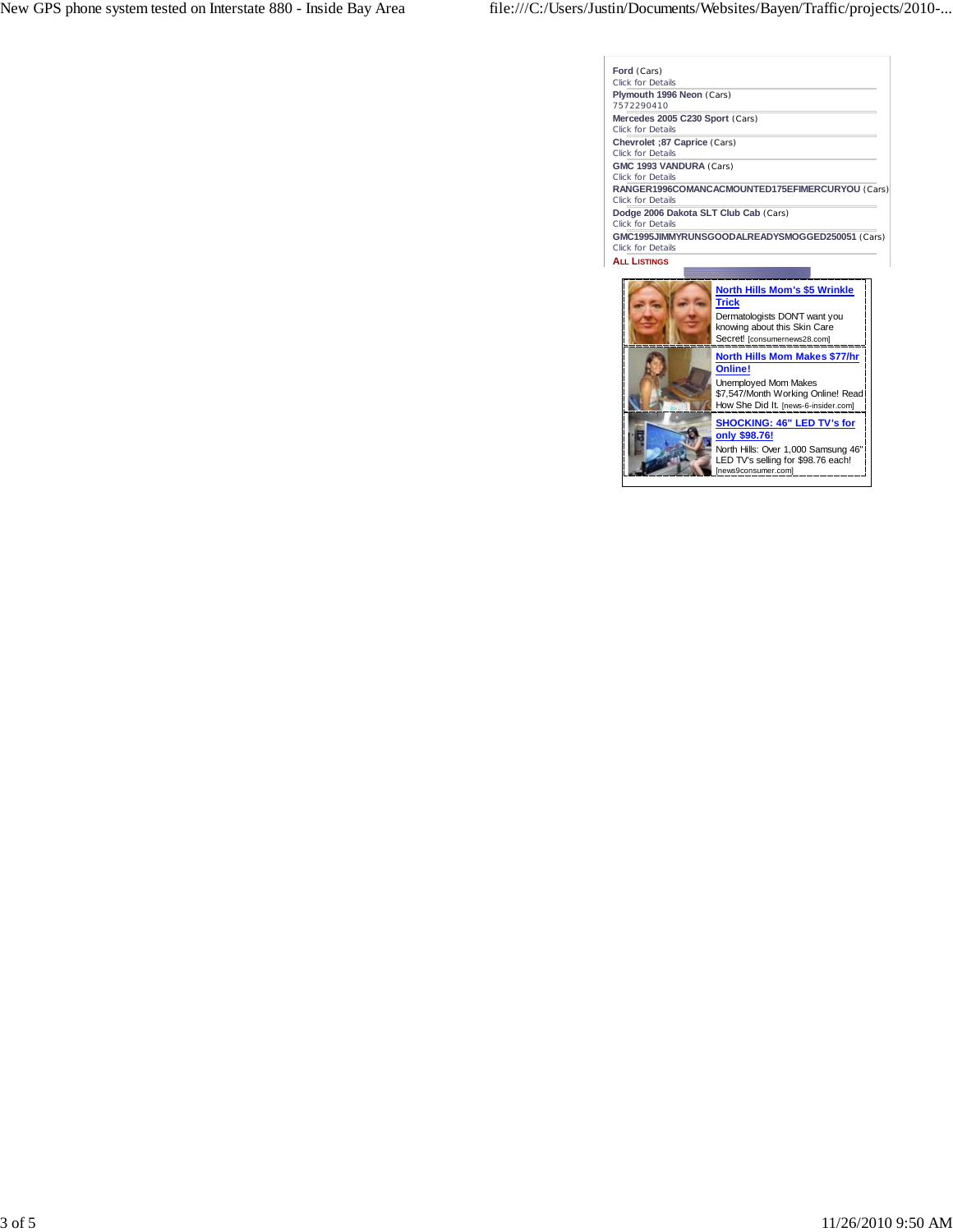**Ford** (Cars)
Click for Details

**Plymouth 1996 Neon** (Cars)
7572290410

**Mercedes 2005 C230 Sport** (Cars)
Click for Details

**Chevrolet ;87 Caprice** (Cars)
Click for Details

**GMC 1993 VANDURA** (Cars)
Click for Details

**RANGER1996COMANCACMOUNTED175EFIMERCURYOU** (Cars)
Click for Details

**Dodge 2006 Dakota SLT Club Cab** (Cars)
Click for Details

**GMC1995JIMMYRUNSGOODALREADYSMOGGED250051** (Cars)
Click for Details

**ALL LISTINGS**

**North Hills Mom's $5 Wrinkle Trick**
Dermatologists DON'T want you knowing about this Skin Care Secret! [consumernews28.com]

**North Hills Mom Makes $77/hr Online!**
Unemployed Mom Makes $7,547/Month Working Online! Read How She Did It. [news-6-insider.com]

**SHOCKING: 46" LED TV's for only $98.76!**
North Hills: Over 1,000 Samsung 46" LED TV's selling for $98.76 each! [news9consumer.com]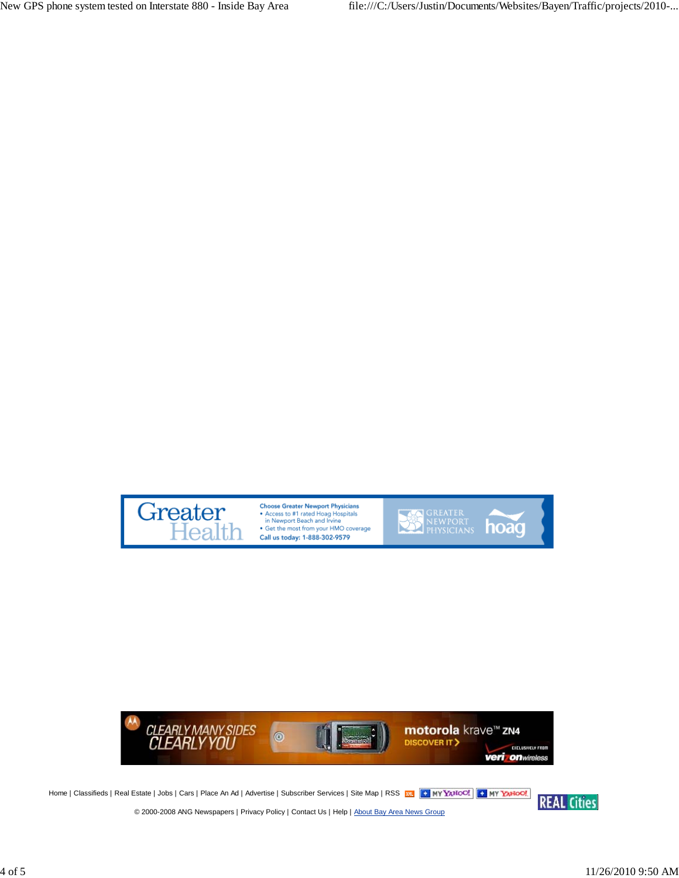Home | Classifieds | Real Estate | Jobs | Cars | Place An Ad | Advertise | Subscriber Services | Site Map | RSS

© 2000-2008 ANG Newspapers | Privacy Policy | Contact Us | Help | About Bay Area News Group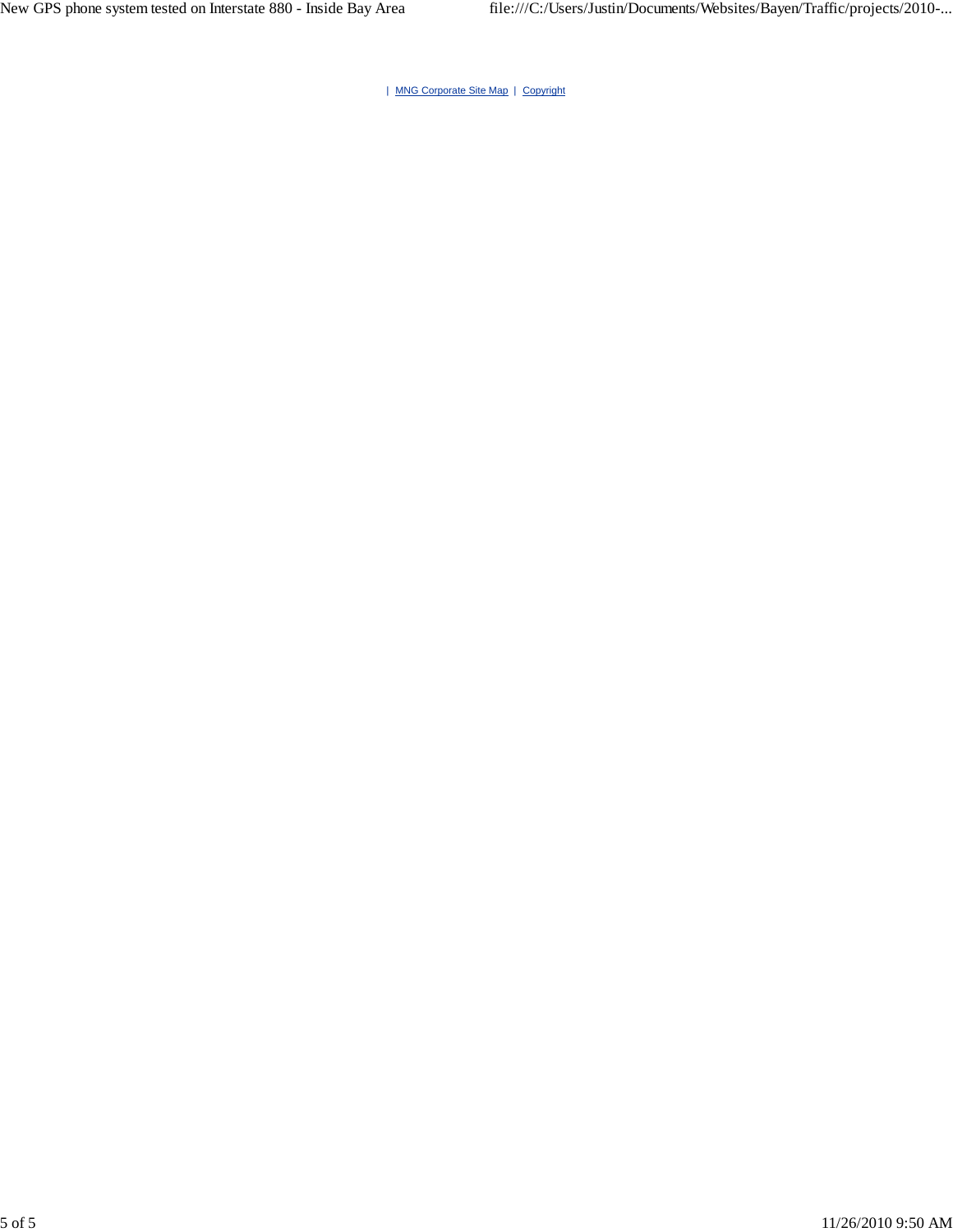| MNG Corporate Site Map | Copyright